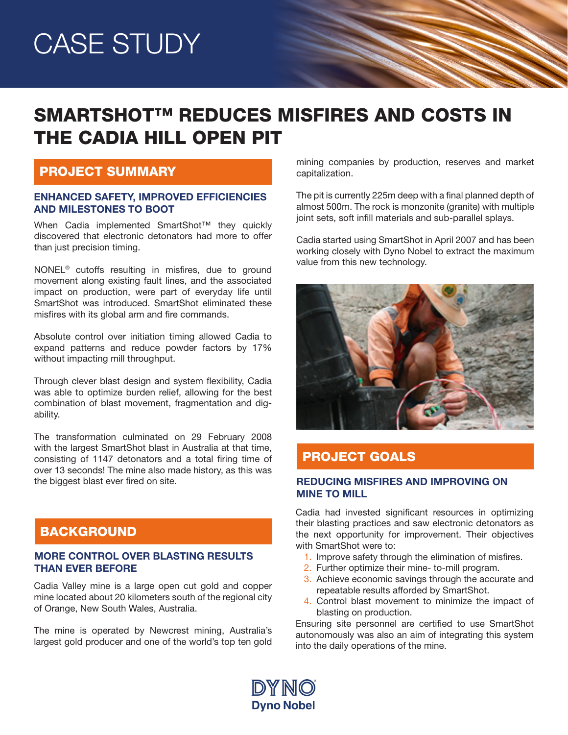# CASE STUDY

# SMARTSHOT™ REDUCES MISFIRES AND COSTS IN THE CADIA HILL OPEN PIT

## PROJECT SUMMARY

### ENHANCED SAFETY, IMPROVED EFFICIENCIES AND MILESTONES TO BOOT

When Cadia implemented SmartShot™ they quickly discovered that electronic detonators had more to offer than just precision timing.

NONEL® cutoffs resulting in misfires, due to ground movement along existing fault lines, and the associated impact on production, were part of everyday life until SmartShot was introduced. SmartShot eliminated these misfires with its global arm and fire commands.

Absolute control over initiation timing allowed Cadia to expand patterns and reduce powder factors by 17% without impacting mill throughput.

Through clever blast design and system flexibility, Cadia was able to optimize burden relief, allowing for the best combination of blast movement, fragmentation and dig-ability.

The transformation culminated on 29 February 2008 with the largest SmartShot blast in Australia at that time, consisting of 1147 detonators and a total firing time of over 13 seconds! The mine also made history, as this was the biggest blast ever fired on site.

## BACKGROUND

### MORE CONTROL OVER BLASTING RESULTS THAN EVER BEFORE

Cadia Valley mine is a large open cut gold and copper mine located about 20 kilometers south of the regional city of Orange, New South Wales, Australia.

The mine is operated by Newcrest mining, Australia's largest gold producer and one of the world's top ten gold mining companies by production, reserves and market capitalization.

The pit is currently 225m deep with a final planned depth of almost 500m. The rock is monzonite (granite) with multiple joint sets, soft infill materials and sub-parallel splays.

Cadia started using SmartShot in April 2007 and has been working closely with Dyno Nobel to extract the maximum value from this new technology.

## PROJECT GOALS

### REDUCING MISFIRES AND IMPROVING ON MINE TO MILL

Cadia had invested significant resources in optimizing their blasting practices and saw electronic detonators as the next opportunity for improvement. Their objectives with SmartShot were to:

1. Improve safety through the elimination of misfires.
2. Further optimize their mine- to-mill program.
3. Achieve economic savings through the accurate and repeatable results afforded by SmartShot.
4. Control blast movement to minimize the impact of blasting on production.

Ensuring site personnel are certified to use SmartShot autonomously was also an aim of integrating this system into the daily operations of the mine.

DYNO
Dyno Nobel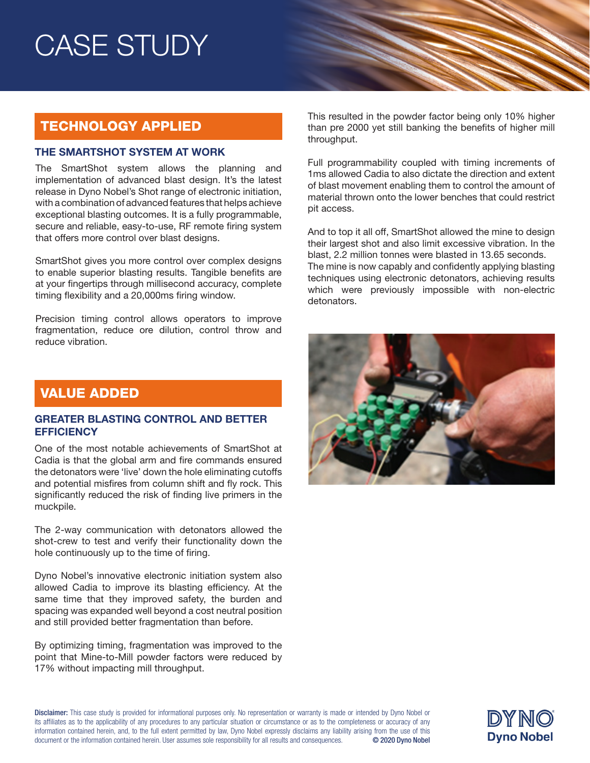# CASE STUDY

## TECHNOLOGY APPLIED

### THE SMARTSHOT SYSTEM AT WORK

The SmartShot system allows the planning and implementation of advanced blast design. It's the latest release in Dyno Nobel's Shot range of electronic initiation, with a combination of advanced features that helps achieve exceptional blasting outcomes. It is a fully programmable, secure and reliable, easy-to-use, RF remote firing system that offers more control over blast designs.

SmartShot gives you more control over complex designs to enable superior blasting results. Tangible benefits are at your fingertips through millisecond accuracy, complete timing flexibility and a 20,000ms firing window.

Precision timing control allows operators to improve fragmentation, reduce ore dilution, control throw and reduce vibration.

## VALUE ADDED

### GREATER BLASTING CONTROL AND BETTER EFFICIENCY

One of the most notable achievements of SmartShot at Cadia is that the global arm and fire commands ensured the detonators were 'live' down the hole eliminating cutoffs and potential misfires from column shift and fly rock. This significantly reduced the risk of finding live primers in the muckpile.

The 2-way communication with detonators allowed the shot-crew to test and verify their functionality down the hole continuously up to the time of firing.

Dyno Nobel's innovative electronic initiation system also allowed Cadia to improve its blasting efficiency. At the same time that they improved safety, the burden and spacing was expanded well beyond a cost neutral position and still provided better fragmentation than before.

By optimizing timing, fragmentation was improved to the point that Mine-to-Mill powder factors were reduced by 17% without impacting mill throughput.

This resulted in the powder factor being only 10% higher than pre 2000 yet still banking the benefits of higher mill throughput.

Full programmability coupled with timing increments of 1ms allowed Cadia to also dictate the direction and extent of blast movement enabling them to control the amount of material thrown onto the lower benches that could restrict pit access.

And to top it all off, SmartShot allowed the mine to design their largest shot and also limit excessive vibration. In the blast, 2.2 million tonnes were blasted in 13.65 seconds. The mine is now capably and confidently applying blasting techniques using electronic detonators, achieving results which were previously impossible with non-electric detonators.

**Disclaimer:** This case study is provided for informational purposes only. No representation or warranty is made or intended by Dyno Nobel or its affiliates as to the applicability of any procedures to any particular situation or circumstance or as to the completeness or accuracy of any information contained herein, and, to the full extent permitted by law, Dyno Nobel expressly disclaims any liability arising from the use of this document or the information contained herein. User assumes sole responsibility for all results and consequences. **© 2020 Dyno Nobel**

DYNO
Dyno Nobel